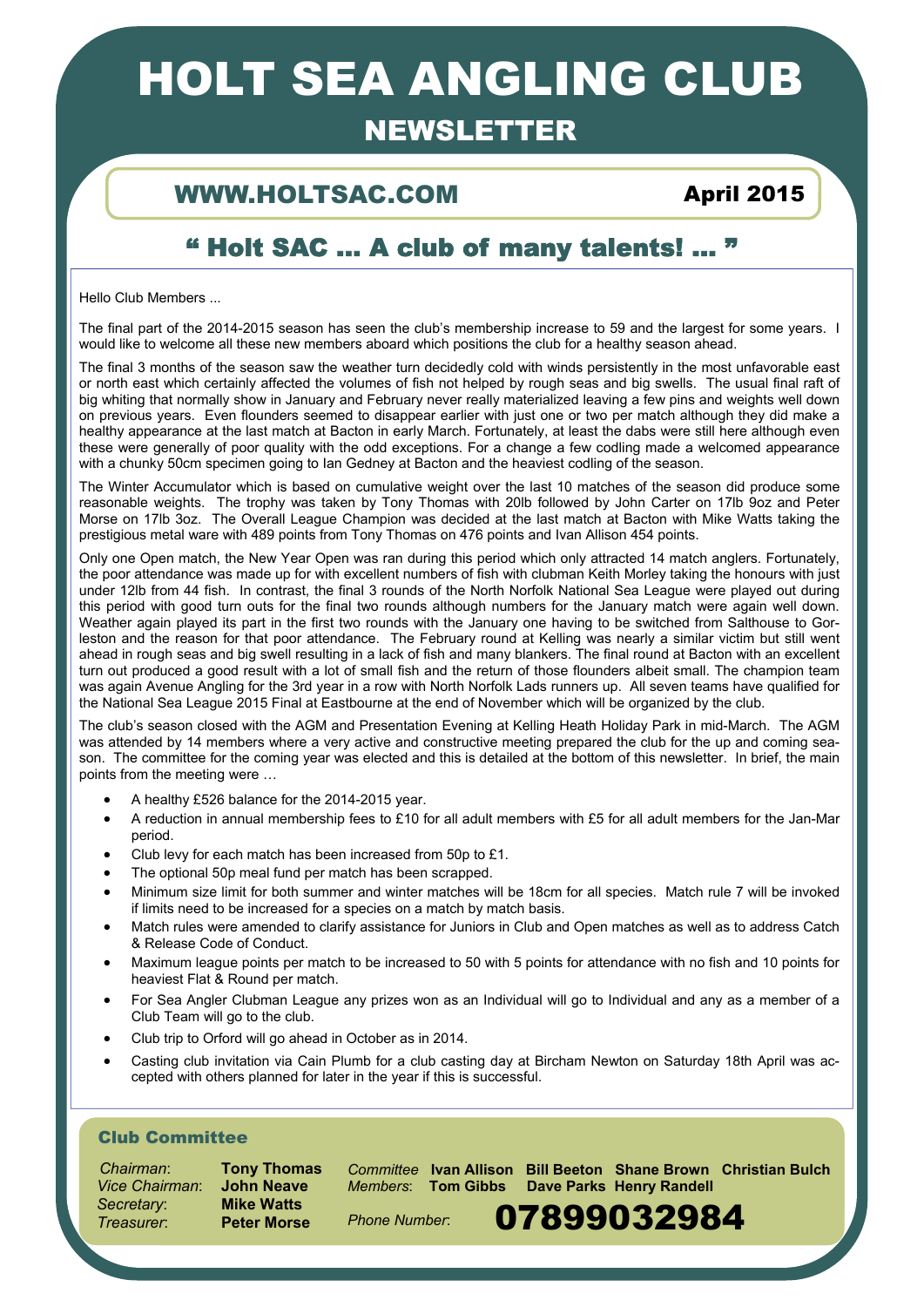# HOLT SEA ANGLING CLUB

## NEWSLETTER

**WWW.HOLTSAC.COM** **April 2015**

## " Holt SAC … A club of many talents! … "

Hello Club Members ...

The final part of the 2014-2015 season has seen the club's membership increase to 59 and the largest for some years. I would like to welcome all these new members aboard which positions the club for a healthy season ahead.

The final 3 months of the season saw the weather turn decidedly cold with winds persistently in the most unfavorable east or north east which certainly affected the volumes of fish not helped by rough seas and big swells. The usual final raft of big whiting that normally show in January and February never really materialized leaving a few pins and weights well down on previous years. Even flounders seemed to disappear earlier with just one or two per match although they did make a healthy appearance at the last match at Bacton in early March. Fortunately, at least the dabs were still here although even these were generally of poor quality with the odd exceptions. For a change a few codling made a welcomed appearance with a chunky 50cm specimen going to Ian Gedney at Bacton and the heaviest codling of the season.

The Winter Accumulator which is based on cumulative weight over the last 10 matches of the season did produce some reasonable weights. The trophy was taken by Tony Thomas with 20lb followed by John Carter on 17lb 9oz and Peter Morse on 17lb 3oz. The Overall League Champion was decided at the last match at Bacton with Mike Watts taking the prestigious metal ware with 489 points from Tony Thomas on 476 points and Ivan Allison 454 points.

Only one Open match, the New Year Open was ran during this period which only attracted 14 match anglers. Fortunately, the poor attendance was made up for with excellent numbers of fish with clubman Keith Morley taking the honours with just under 12lb from 44 fish. In contrast, the final 3 rounds of the North Norfolk National Sea League were played out during this period with good turn outs for the final two rounds although numbers for the January match were again well down. Weather again played its part in the first two rounds with the January one having to be switched from Salthouse to Gorleston and the reason for that poor attendance. The February round at Kelling was nearly a similar victim but still went ahead in rough seas and big swell resulting in a lack of fish and many blankers. The final round at Bacton with an excellent turn out produced a good result with a lot of small fish and the return of those flounders albeit small. The champion team was again Avenue Angling for the 3rd year in a row with North Norfolk Lads runners up. All seven teams have qualified for the National Sea League 2015 Final at Eastbourne at the end of November which will be organized by the club.

The club's season closed with the AGM and Presentation Evening at Kelling Heath Holiday Park in mid-March. The AGM was attended by 14 members where a very active and constructive meeting prepared the club for the up and coming season. The committee for the coming year was elected and this is detailed at the bottom of this newsletter. In brief, the main points from the meeting were …

- A healthy £526 balance for the 2014-2015 year.
- A reduction in annual membership fees to £10 for all adult members with £5 for all adult members for the Jan-Mar period.
- Club levy for each match has been increased from 50p to £1.
- The optional 50p meal fund per match has been scrapped.
- Minimum size limit for both summer and winter matches will be 18cm for all species. Match rule 7 will be invoked if limits need to be increased for a species on a match by match basis.
- Match rules were amended to clarify assistance for Juniors in Club and Open matches as well as to address Catch & Release Code of Conduct.
- Maximum league points per match to be increased to 50 with 5 points for attendance with no fish and 10 points for heaviest Flat & Round per match.
- For Sea Angler Clubman League any prizes won as an Individual will go to Individual and any as a member of a Club Team will go to the club.
- Club trip to Orford will go ahead in October as in 2014.
- Casting club invitation via Cain Plumb for a club casting day at Bircham Newton on Saturday 18th April was accepted with others planned for later in the year if this is successful.

### Club Committee

*Chairman*: **Tony Thomas**
*Vice Chairman*: **John Neave**
*Secretary*: **Mike Watts**
*Treasurer*: **Peter Morse**

*Committee Members*: **Ivan Allison** **Bill Beeton** **Shane Brown** **Christian Bulch** **Tom Gibbs** **Dave Parks** **Henry Randell**

*Phone Number*: **07899032984**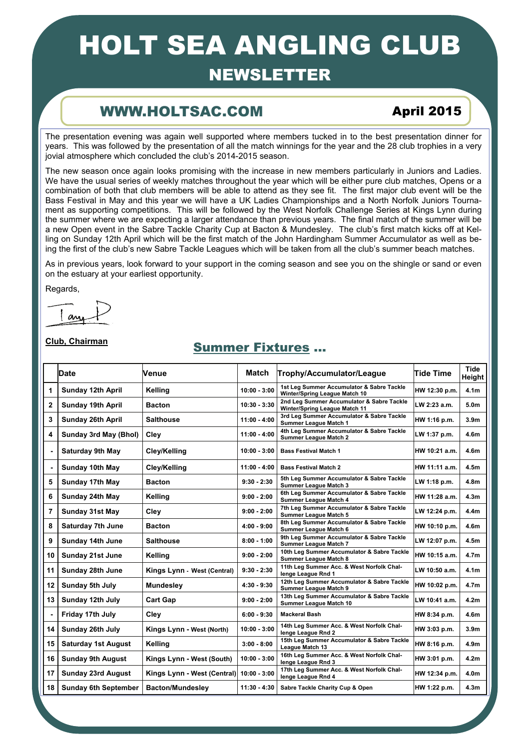# HOLT SEA ANGLING CLUB

## NEWSLETTER

## WWW.HOLTSAC.COM

## April 2015

The presentation evening was again well supported where members tucked in to the best presentation dinner for years. This was followed by the presentation of all the match winnings for the year and the 28 club trophies in a very jovial atmosphere which concluded the club's 2014-2015 season.

The new season once again looks promising with the increase in new members particularly in Juniors and Ladies. We have the usual series of weekly matches throughout the year which will be either pure club matches, Opens or a combination of both that club members will be able to attend as they see fit. The first major club event will be the Bass Festival in May and this year we will have a UK Ladies Championships and a North Norfolk Juniors Tournament as supporting competitions. This will be followed by the West Norfolk Challenge Series at Kings Lynn during the summer where we are expecting a larger attendance than previous years. The final match of the summer will be a new Open event in the Sabre Tackle Charity Cup at Bacton & Mundesley. The club's first match kicks off at Kelling on Sunday 12th April which will be the first match of the John Hardingham Summer Accumulator as well as being the first of the club's new Sabre Tackle Leagues which will be taken from all the club's summer beach matches.

As in previous years, look forward to your support in the coming season and see you on the shingle or sand or even on the estuary at your earliest opportunity.

Regards,

Tony P

**Club, Chairman**

## Summer Fixtures ...

| | Date | Venue | Match | Trophy/Accumulator/League | Tide Time | Tide Height |
|---|---|---|---|---|---|---|
| 1 | Sunday 12th April | Kelling | 10:00 - 3:00 | 1st Leg Summer Accumulator & Sabre Tackle Winter/Spring League Match 10 | HW 12:30 p.m. | 4.1m |
| 2 | Sunday 19th April | Bacton | 10:30 - 3:30 | 2nd Leg Summer Accumulator & Sabre Tackle Winter/Spring League Match 11 | LW 2:23 a.m. | 5.0m |
| 3 | Sunday 26th April | Salthouse | 11:00 - 4:00 | 3rd Leg Summer Accumulator & Sabre Tackle Summer League Match 1 | HW 1:16 p.m. | 3.9m |
| 4 | Sunday 3rd May (Bhol) | Cley | 11:00 - 4:00 | 4th Leg Summer Accumulator & Sabre Tackle Summer League Match 2 | LW 1:37 p.m. | 4.6m |
| - | Saturday 9th May | Cley/Kelling | 10:00 - 3:00 | Bass Festival Match 1 | HW 10:21 a.m. | 4.6m |
| - | Sunday 10th May | Cley/Kelling | 11:00 - 4:00 | Bass Festival Match 2 | HW 11:11 a.m. | 4.5m |
| 5 | Sunday 17th May | Bacton | 9:30 - 2:30 | 5th Leg Summer Accumulator & Sabre Tackle Summer League Match 3 | LW 1:18 p.m. | 4.8m |
| 6 | Sunday 24th May | Kelling | 9:00 - 2:00 | 6th Leg Summer Accumulator & Sabre Tackle Summer League Match 4 | HW 11:28 a.m. | 4.3m |
| 7 | Sunday 31st May | Cley | 9:00 - 2:00 | 7th Leg Summer Accumulator & Sabre Tackle Summer League Match 5 | LW 12:24 p.m. | 4.4m |
| 8 | Saturday 7th June | Bacton | 4:00 - 9:00 | 8th Leg Summer Accumulator & Sabre Tackle Summer League Match 6 | HW 10:10 p.m. | 4.6m |
| 9 | Sunday 14th June | Salthouse | 8:00 - 1:00 | 9th Leg Summer Accumulator & Sabre Tackle Summer League Match 7 | LW 12:07 p.m. | 4.5m |
| 10 | Sunday 21st June | Kelling | 9:00 - 2:00 | 10th Leg Summer Accumulator & Sabre Tackle Summer League Match 8 | HW 10:15 a.m. | 4.7m |
| 11 | Sunday 28th June | Kings Lynn - West (Central) | 9:30 - 2:30 | 11th Leg Summer Acc. & West Norfolk Challenge League Rnd 1 | LW 10:50 a.m. | 4.1m |
| 12 | Sunday 5th July | Mundesley | 4:30 - 9:30 | 12th Leg Summer Accumulator & Sabre Tackle Summer League Match 9 | HW 10:02 p.m. | 4.7m |
| 13 | Sunday 12th July | Cart Gap | 9:00 - 2:00 | 13th Leg Summer Accumulator & Sabre Tackle Summer League Match 10 | LW 10:41 a.m. | 4.2m |
| - | Friday 17th July | Cley | 6:00 - 9:30 | Mackeral Bash | HW 8:34 p.m. | 4.6m |
| 14 | Sunday 26th July | Kings Lynn - West (North) | 10:00 - 3:00 | 14th Leg Summer Acc. & West Norfolk Challenge League Rnd 2 | HW 3:03 p.m. | 3.9m |
| 15 | Saturday 1st August | Kelling | 3:00 - 8:00 | 15th Leg Summer Accumulator & Sabre Tackle League Match 13 | HW 8:16 p.m. | 4.9m |
| 16 | Sunday 9th August | Kings Lynn - West (South) | 10:00 - 3:00 | 16th Leg Summer Acc. & West Norfolk Challenge League Rnd 3 | HW 3:01 p.m. | 4.2m |
| 17 | Sunday 23rd August | Kings Lynn - West (Central) | 10:00 - 3:00 | 17th Leg Summer Acc. & West Norfolk Challenge League Rnd 4 | HW 12:34 p.m. | 4.0m |
| 18 | Sunday 6th September | Bacton/Mundesley | 11:30 - 4:30 | Sabre Tackle Charity Cup & Open | HW 1:22 p.m. | 4.3m |